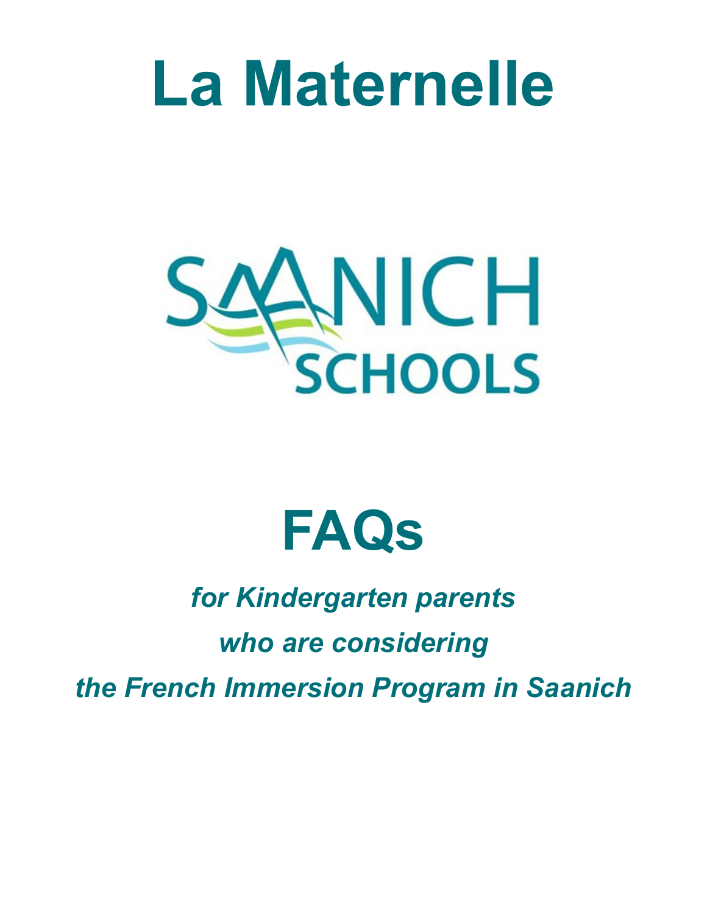# La Maternelle

SAANICH SCHOOLS

# FAQs

***for Kindergarten parents***

***who are considering***

***the French Immersion Program in Saanich***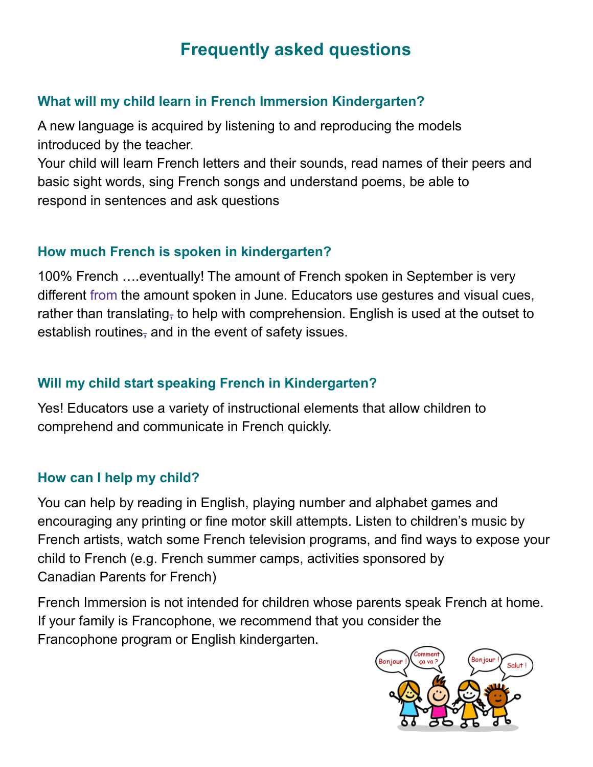## Frequently asked questions

### What will my child learn in French Immersion Kindergarten?

A new language is acquired by listening to and reproducing the models introduced by the teacher.
Your child will learn French letters and their sounds, read names of their peers and basic sight words, sing French songs and understand poems, be able to respond in sentences and ask questions

### How much French is spoken in kindergarten?

100% French ….eventually! The amount of French spoken in September is very different from the amount spoken in June. Educators use gestures and visual cues, rather than translating, to help with comprehension. English is used at the outset to establish routines, and in the event of safety issues.

### Will my child start speaking French in Kindergarten?

Yes! Educators use a variety of instructional elements that allow children to comprehend and communicate in French quickly.

### How can I help my child?

You can help by reading in English, playing number and alphabet games and encouraging any printing or fine motor skill attempts. Listen to children's music by French artists, watch some French television programs, and find ways to expose your child to French (e.g. French summer camps, activities sponsored by Canadian Parents for French)

French Immersion is not intended for children whose parents speak French at home. If your family is Francophone, we recommend that you consider the Francophone program or English kindergarten.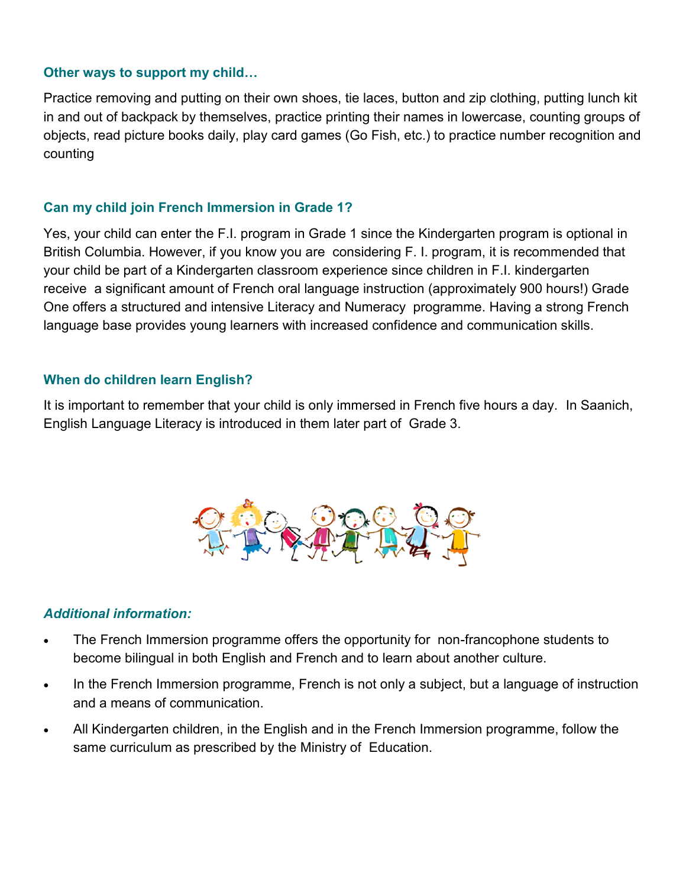### Other ways to support my child…

Practice removing and putting on their own shoes, tie laces, button and zip clothing, putting lunch kit in and out of backpack by themselves, practice printing their names in lowercase, counting groups of objects, read picture books daily, play card games (Go Fish, etc.) to practice number recognition and counting

### Can my child join French Immersion in Grade 1?

Yes, your child can enter the F.I. program in Grade 1 since the Kindergarten program is optional in British Columbia. However, if you know you are considering F. I. program, it is recommended that your child be part of a Kindergarten classroom experience since children in F.I. kindergarten receive a significant amount of French oral language instruction (approximately 900 hours!) Grade One offers a structured and intensive Literacy and Numeracy programme. Having a strong French language base provides young learners with increased confidence and communication skills.

### When do children learn English?

It is important to remember that your child is only immersed in French five hours a day. In Saanich, English Language Literacy is introduced in them later part of Grade 3.

### *Additional information:*

- The French Immersion programme offers the opportunity for non-francophone students to become bilingual in both English and French and to learn about another culture.
- In the French Immersion programme, French is not only a subject, but a language of instruction and a means of communication.
- All Kindergarten children, in the English and in the French Immersion programme, follow the same curriculum as prescribed by the Ministry of Education.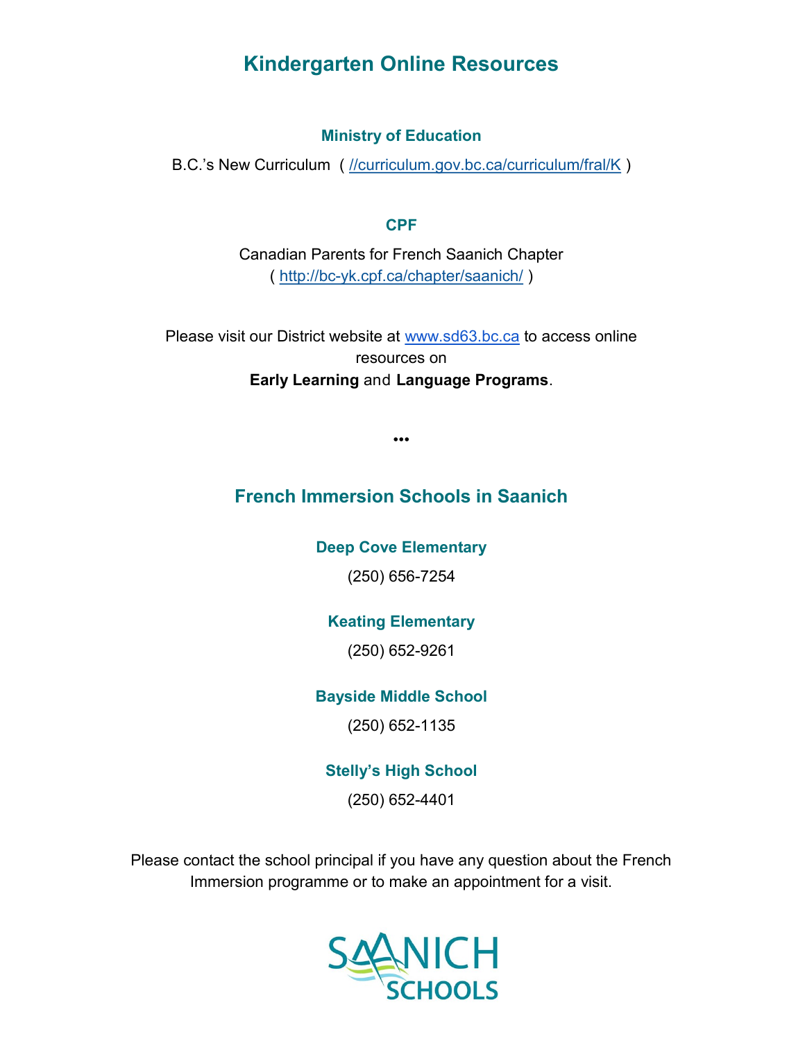# Kindergarten Online Resources

### Ministry of Education

B.C.'s New Curriculum ( //curriculum.gov.bc.ca/curriculum/fral/K )

### CPF

Canadian Parents for French Saanich Chapter
( http://bc-yk.cpf.ca/chapter/saanich/ )

Please visit our District website at www.sd63.bc.ca to access online resources on
**Early Learning** and **Language Programs**.

•••

## French Immersion Schools in Saanich

### Deep Cove Elementary

(250) 656-7254

### Keating Elementary

(250) 652-9261

### Bayside Middle School

(250) 652-1135

### Stelly's High School

(250) 652-4401

Please contact the school principal if you have any question about the French Immersion programme or to make an appointment for a visit.

SAANICH SCHOOLS